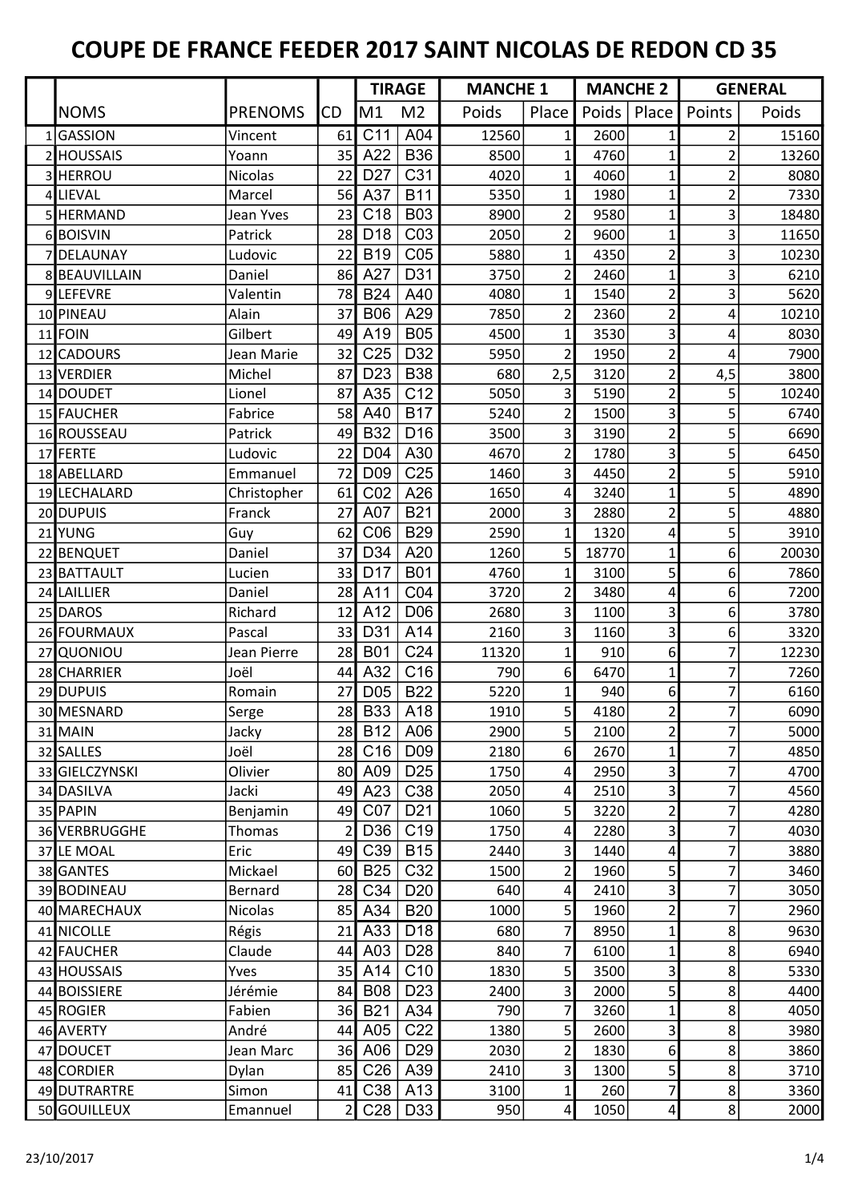# COUPE DE FRANCE FEEDER 2017 SAINT NICOLAS DE REDON CD 35

| | | | | TIRAGE | | MANCHE 1 | | MANCHE 2 | | GENERAL | |
|---|---|---|---|---|---|---|---|---|---|---|---|
| | NOMS | PRENOMS | CD | M1 | M2 | Poids | Place | Poids | Place | Points | Poids |
| 1 | GASSION | Vincent | 61 | C11 | A04 | 12560 | 1 | 2600 | 1 | 2 | 15160 |
| 2 | HOUSSAIS | Yoann | 35 | A22 | B36 | 8500 | 1 | 4760 | 1 | 2 | 13260 |
| 3 | HERROU | Nicolas | 22 | D27 | C31 | 4020 | 1 | 4060 | 1 | 2 | 8080 |
| 4 | LIEVAL | Marcel | 56 | A37 | B11 | 5350 | 1 | 1980 | 1 | 2 | 7330 |
| 5 | HERMAND | Jean Yves | 23 | C18 | B03 | 8900 | 2 | 9580 | 1 | 3 | 18480 |
| 6 | BOISVIN | Patrick | 28 | D18 | C03 | 2050 | 2 | 9600 | 1 | 3 | 11650 |
| 7 | DELAUNAY | Ludovic | 22 | B19 | C05 | 5880 | 1 | 4350 | 2 | 3 | 10230 |
| 8 | BEAUVILLAIN | Daniel | 86 | A27 | D31 | 3750 | 2 | 2460 | 1 | 3 | 6210 |
| 9 | LEFEVRE | Valentin | 78 | B24 | A40 | 4080 | 1 | 1540 | 2 | 3 | 5620 |
| 10 | PINEAU | Alain | 37 | B06 | A29 | 7850 | 2 | 2360 | 2 | 4 | 10210 |
| 11 | FOIN | Gilbert | 49 | A19 | B05 | 4500 | 1 | 3530 | 3 | 4 | 8030 |
| 12 | CADOURS | Jean Marie | 32 | C25 | D32 | 5950 | 2 | 1950 | 2 | 4 | 7900 |
| 13 | VERDIER | Michel | 87 | D23 | B38 | 680 | 2,5 | 3120 | 2 | 4,5 | 3800 |
| 14 | DOUDET | Lionel | 87 | A35 | C12 | 5050 | 3 | 5190 | 2 | 5 | 10240 |
| 15 | FAUCHER | Fabrice | 58 | A40 | B17 | 5240 | 2 | 1500 | 3 | 5 | 6740 |
| 16 | ROUSSEAU | Patrick | 49 | B32 | D16 | 3500 | 3 | 3190 | 2 | 5 | 6690 |
| 17 | FERTE | Ludovic | 22 | D04 | A30 | 4670 | 2 | 1780 | 3 | 5 | 6450 |
| 18 | ABELLARD | Emmanuel | 72 | D09 | C25 | 1460 | 3 | 4450 | 2 | 5 | 5910 |
| 19 | LECHALARD | Christopher | 61 | C02 | A26 | 1650 | 4 | 3240 | 1 | 5 | 4890 |
| 20 | DUPUIS | Franck | 27 | A07 | B21 | 2000 | 3 | 2880 | 2 | 5 | 4880 |
| 21 | YUNG | Guy | 62 | C06 | B29 | 2590 | 1 | 1320 | 4 | 5 | 3910 |
| 22 | BENQUET | Daniel | 37 | D34 | A20 | 1260 | 5 | 18770 | 1 | 6 | 20030 |
| 23 | BATTAULT | Lucien | 33 | D17 | B01 | 4760 | 1 | 3100 | 5 | 6 | 7860 |
| 24 | LAILLIER | Daniel | 28 | A11 | C04 | 3720 | 2 | 3480 | 4 | 6 | 7200 |
| 25 | DAROS | Richard | 12 | A12 | D06 | 2680 | 3 | 1100 | 3 | 6 | 3780 |
| 26 | FOURMAUX | Pascal | 33 | D31 | A14 | 2160 | 3 | 1160 | 3 | 6 | 3320 |
| 27 | QUONIOU | Jean Pierre | 28 | B01 | C24 | 11320 | 1 | 910 | 6 | 7 | 12230 |
| 28 | CHARRIER | Joël | 44 | A32 | C16 | 790 | 6 | 6470 | 1 | 7 | 7260 |
| 29 | DUPUIS | Romain | 27 | D05 | B22 | 5220 | 1 | 940 | 6 | 7 | 6160 |
| 30 | MESNARD | Serge | 28 | B33 | A18 | 1910 | 5 | 4180 | 2 | 7 | 6090 |
| 31 | MAIN | Jacky | 28 | B12 | A06 | 2900 | 5 | 2100 | 2 | 7 | 5000 |
| 32 | SALLES | Joël | 28 | C16 | D09 | 2180 | 6 | 2670 | 1 | 7 | 4850 |
| 33 | GIELCZYNSKI | Olivier | 80 | A09 | D25 | 1750 | 4 | 2950 | 3 | 7 | 4700 |
| 34 | DASILVA | Jacki | 49 | A23 | C38 | 2050 | 4 | 2510 | 3 | 7 | 4560 |
| 35 | PAPIN | Benjamin | 49 | C07 | D21 | 1060 | 5 | 3220 | 2 | 7 | 4280 |
| 36 | VERBRUGGHE | Thomas | 2 | D36 | C19 | 1750 | 4 | 2280 | 3 | 7 | 4030 |
| 37 | LE MOAL | Eric | 49 | C39 | B15 | 2440 | 3 | 1440 | 4 | 7 | 3880 |
| 38 | GANTES | Mickael | 60 | B25 | C32 | 1500 | 2 | 1960 | 5 | 7 | 3460 |
| 39 | BODINEAU | Bernard | 28 | C34 | D20 | 640 | 4 | 2410 | 3 | 7 | 3050 |
| 40 | MARECHAUX | Nicolas | 85 | A34 | B20 | 1000 | 5 | 1960 | 2 | 7 | 2960 |
| 41 | NICOLLE | Régis | 21 | A33 | D18 | 680 | 7 | 8950 | 1 | 8 | 9630 |
| 42 | FAUCHER | Claude | 44 | A03 | D28 | 840 | 7 | 6100 | 1 | 8 | 6940 |
| 43 | HOUSSAIS | Yves | 35 | A14 | C10 | 1830 | 5 | 3500 | 3 | 8 | 5330 |
| 44 | BOISSIERE | Jérémie | 84 | B08 | D23 | 2400 | 3 | 2000 | 5 | 8 | 4400 |
| 45 | ROGIER | Fabien | 36 | B21 | A34 | 790 | 7 | 3260 | 1 | 8 | 4050 |
| 46 | AVERTY | André | 44 | A05 | C22 | 1380 | 5 | 2600 | 3 | 8 | 3980 |
| 47 | DOUCET | Jean Marc | 36 | A06 | D29 | 2030 | 2 | 1830 | 6 | 8 | 3860 |
| 48 | CORDIER | Dylan | 85 | C26 | A39 | 2410 | 3 | 1300 | 5 | 8 | 3710 |
| 49 | DUTRARTRE | Simon | 41 | C38 | A13 | 3100 | 1 | 260 | 7 | 8 | 3360 |
| 50 | GOUILLEUX | Emannuel | 2 | C28 | D33 | 950 | 4 | 1050 | 4 | 8 | 2000 |

23/10/2017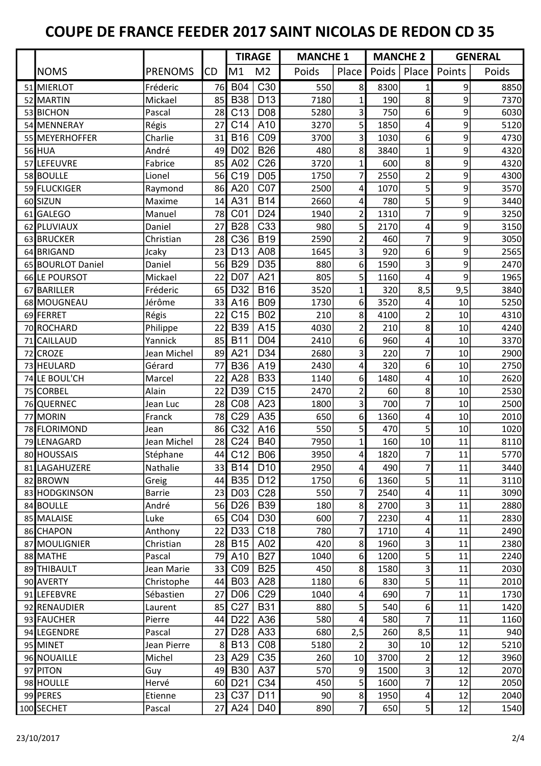# COUPE DE FRANCE FEEDER 2017 SAINT NICOLAS DE REDON CD 35

| | NOMS | PRENOMS | CD | TIRAGE | | MANCHE 1 | | MANCHE 2 | | GENERAL | |
|---|---|---|---|---|---|---|---|---|---|---|---|
| | | | | M1 | M2 | Poids | Place | Poids | Place | Points | Poids |
| 51 | MIERLOT | Fréderic | 76 | B04 | C30 | 550 | 8 | 8300 | 1 | 9 | 8850 |
| 52 | MARTIN | Mickael | 85 | B38 | D13 | 7180 | 1 | 190 | 8 | 9 | 7370 |
| 53 | BICHON | Pascal | 28 | C13 | D08 | 5280 | 3 | 750 | 6 | 9 | 6030 |
| 54 | MENNERAY | Régis | 27 | C14 | A10 | 3270 | 5 | 1850 | 4 | 9 | 5120 |
| 55 | MEYERHOFFER | Charlie | 31 | B16 | C09 | 3700 | 3 | 1030 | 6 | 9 | 4730 |
| 56 | HUA | André | 49 | D02 | B26 | 480 | 8 | 3840 | 1 | 9 | 4320 |
| 57 | LEFEUVRE | Fabrice | 85 | A02 | C26 | 3720 | 1 | 600 | 8 | 9 | 4320 |
| 58 | BOULLE | Lionel | 56 | C19 | D05 | 1750 | 7 | 2550 | 2 | 9 | 4300 |
| 59 | FLUCKIGER | Raymond | 86 | A20 | C07 | 2500 | 4 | 1070 | 5 | 9 | 3570 |
| 60 | SIZUN | Maxime | 14 | A31 | B14 | 2660 | 4 | 780 | 5 | 9 | 3440 |
| 61 | GALEGO | Manuel | 78 | C01 | D24 | 1940 | 2 | 1310 | 7 | 9 | 3250 |
| 62 | PLUVIAUX | Daniel | 27 | B28 | C33 | 980 | 5 | 2170 | 4 | 9 | 3150 |
| 63 | BRUCKER | Christian | 28 | C36 | B19 | 2590 | 2 | 460 | 7 | 9 | 3050 |
| 64 | BRIGAND | Jcaky | 23 | D13 | A08 | 1645 | 3 | 920 | 6 | 9 | 2565 |
| 65 | BOURLOT Daniel | Daniel | 56 | B29 | D35 | 880 | 6 | 1590 | 3 | 9 | 2470 |
| 66 | LE POURSOT | Mickael | 22 | D07 | A21 | 805 | 5 | 1160 | 4 | 9 | 1965 |
| 67 | BARILLER | Fréderic | 65 | D32 | B16 | 3520 | 1 | 320 | 8,5 | 9,5 | 3840 |
| 68 | MOUGNEAU | Jérôme | 33 | A16 | B09 | 1730 | 6 | 3520 | 4 | 10 | 5250 |
| 69 | FERRET | Régis | 22 | C15 | B02 | 210 | 8 | 4100 | 2 | 10 | 4310 |
| 70 | ROCHARD | Philippe | 22 | B39 | A15 | 4030 | 2 | 210 | 8 | 10 | 4240 |
| 71 | CAILLAUD | Yannick | 85 | B11 | D04 | 2410 | 6 | 960 | 4 | 10 | 3370 |
| 72 | CROZE | Jean Michel | 89 | A21 | D34 | 2680 | 3 | 220 | 7 | 10 | 2900 |
| 73 | HEULARD | Gérard | 77 | B36 | A19 | 2430 | 4 | 320 | 6 | 10 | 2750 |
| 74 | LE BOUL'CH | Marcel | 22 | A28 | B33 | 1140 | 6 | 1480 | 4 | 10 | 2620 |
| 75 | CORBEL | Alain | 22 | D39 | C15 | 2470 | 2 | 60 | 8 | 10 | 2530 |
| 76 | QUERNEC | Jean Luc | 28 | C08 | A23 | 1800 | 3 | 700 | 7 | 10 | 2500 |
| 77 | MORIN | Franck | 78 | C29 | A35 | 650 | 6 | 1360 | 4 | 10 | 2010 |
| 78 | FLORIMOND | Jean | 86 | C32 | A16 | 550 | 5 | 470 | 5 | 10 | 1020 |
| 79 | LENAGARD | Jean Michel | 28 | C24 | B40 | 7950 | 1 | 160 | 10 | 11 | 8110 |
| 80 | HOUSSAIS | Stéphane | 44 | C12 | B06 | 3950 | 4 | 1820 | 7 | 11 | 5770 |
| 81 | LAGAHUZERE | Nathalie | 33 | B14 | D10 | 2950 | 4 | 490 | 7 | 11 | 3440 |
| 82 | BROWN | Greig | 44 | B35 | D12 | 1750 | 6 | 1360 | 5 | 11 | 3110 |
| 83 | HODGKINSON | Barrie | 23 | D03 | C28 | 550 | 7 | 2540 | 4 | 11 | 3090 |
| 84 | BOULLE | André | 56 | D26 | B39 | 180 | 8 | 2700 | 3 | 11 | 2880 |
| 85 | MALAISE | Luke | 65 | C04 | D30 | 600 | 7 | 2230 | 4 | 11 | 2830 |
| 86 | CHAPON | Anthony | 22 | D33 | C18 | 780 | 7 | 1710 | 4 | 11 | 2490 |
| 87 | MOULIGNIER | Christian | 28 | B15 | A02 | 420 | 8 | 1960 | 3 | 11 | 2380 |
| 88 | MATHE | Pascal | 79 | A10 | B27 | 1040 | 6 | 1200 | 5 | 11 | 2240 |
| 89 | THIBAULT | Jean Marie | 33 | C09 | B25 | 450 | 8 | 1580 | 3 | 11 | 2030 |
| 90 | AVERTY | Christophe | 44 | B03 | A28 | 1180 | 6 | 830 | 5 | 11 | 2010 |
| 91 | LEFEBVRE | Sébastien | 27 | D06 | C29 | 1040 | 4 | 690 | 7 | 11 | 1730 |
| 92 | RENAUDIER | Laurent | 85 | C27 | B31 | 880 | 5 | 540 | 6 | 11 | 1420 |
| 93 | FAUCHER | Pierre | 44 | D22 | A36 | 580 | 4 | 580 | 7 | 11 | 1160 |
| 94 | LEGENDRE | Pascal | 27 | D28 | A33 | 680 | 2,5 | 260 | 8,5 | 11 | 940 |
| 95 | MINET | Jean Pierre | 8 | B13 | C08 | 5180 | 2 | 30 | 10 | 12 | 5210 |
| 96 | NOUAILLE | Michel | 23 | A29 | C35 | 260 | 10 | 3700 | 2 | 12 | 3960 |
| 97 | PITON | Guy | 49 | B30 | A37 | 570 | 9 | 1500 | 3 | 12 | 2070 |
| 98 | HOULLE | Hervé | 60 | D21 | C34 | 450 | 5 | 1600 | 7 | 12 | 2050 |
| 99 | PERES | Etienne | 23 | C37 | D11 | 90 | 8 | 1950 | 4 | 12 | 2040 |
| 100 | SECHET | Pascal | 27 | A24 | D40 | 890 | 7 | 650 | 5 | 12 | 1540 |

23/10/2017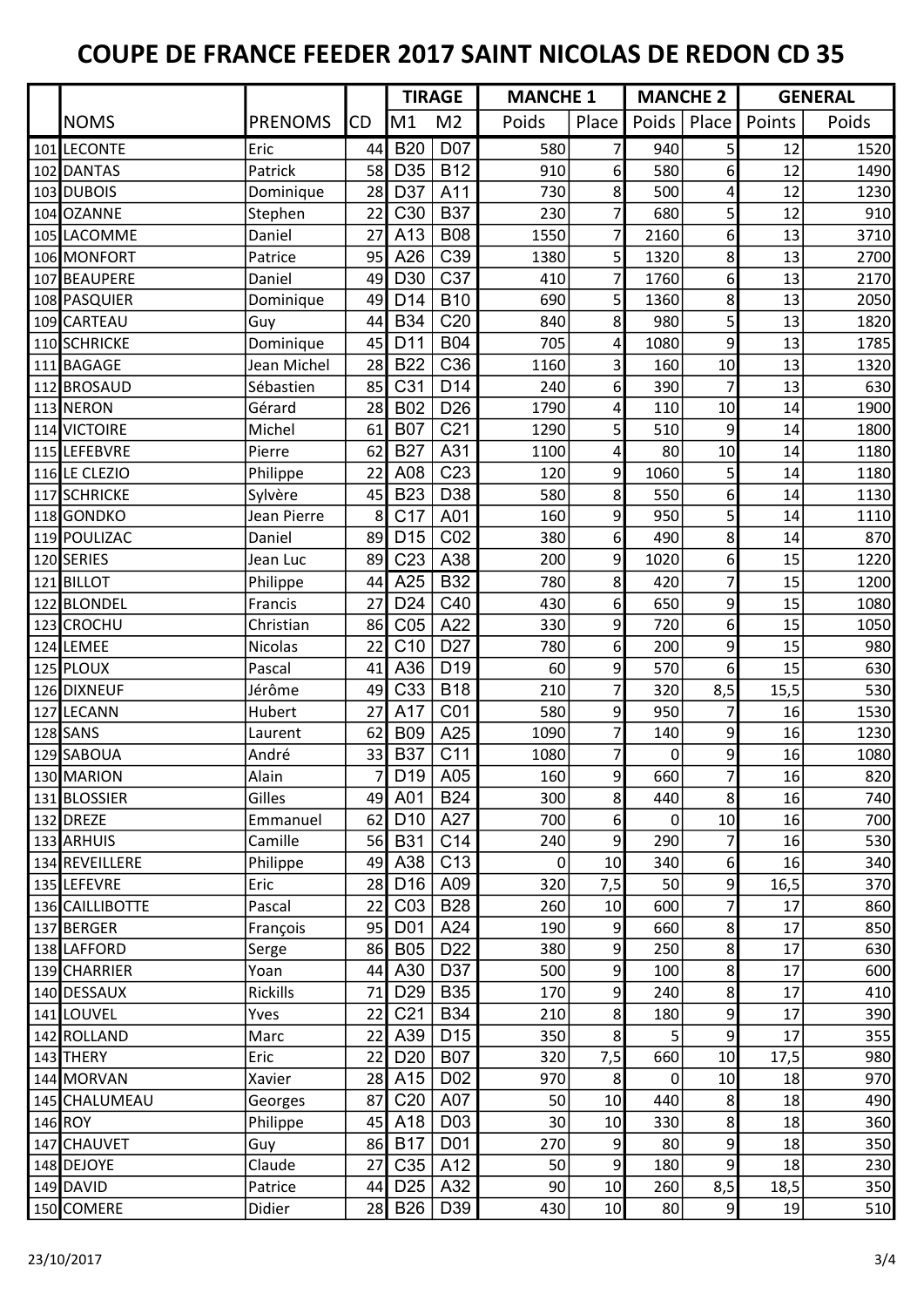# COUPE DE FRANCE FEEDER 2017 SAINT NICOLAS DE REDON CD 35

| | | | | TIRAGE | | MANCHE 1 | | MANCHE 2 | | GENERAL | |
|---|---|---|---|---|---|---|---|---|---|---|---|
| | NOMS | PRENOMS | CD | M1 | M2 | Poids | Place | Poids | Place | Points | Poids |
| 101 | LECONTE | Eric | 44 | B20 | D07 | 580 | 7 | 940 | 5 | 12 | 1520 |
| 102 | DANTAS | Patrick | 58 | D35 | B12 | 910 | 6 | 580 | 6 | 12 | 1490 |
| 103 | DUBOIS | Dominique | 28 | D37 | A11 | 730 | 8 | 500 | 4 | 12 | 1230 |
| 104 | OZANNE | Stephen | 22 | C30 | B37 | 230 | 7 | 680 | 5 | 12 | 910 |
| 105 | LACOMME | Daniel | 27 | A13 | B08 | 1550 | 7 | 2160 | 6 | 13 | 3710 |
| 106 | MONFORT | Patrice | 95 | A26 | C39 | 1380 | 5 | 1320 | 8 | 13 | 2700 |
| 107 | BEAUPERE | Daniel | 49 | D30 | C37 | 410 | 7 | 1760 | 6 | 13 | 2170 |
| 108 | PASQUIER | Dominique | 49 | D14 | B10 | 690 | 5 | 1360 | 8 | 13 | 2050 |
| 109 | CARTEAU | Guy | 44 | B34 | C20 | 840 | 8 | 980 | 5 | 13 | 1820 |
| 110 | SCHRICKE | Dominique | 45 | D11 | B04 | 705 | 4 | 1080 | 9 | 13 | 1785 |
| 111 | BAGAGE | Jean Michel | 28 | B22 | C36 | 1160 | 3 | 160 | 10 | 13 | 1320 |
| 112 | BROSAUD | Sébastien | 85 | C31 | D14 | 240 | 6 | 390 | 7 | 13 | 630 |
| 113 | NERON | Gérard | 28 | B02 | D26 | 1790 | 4 | 110 | 10 | 14 | 1900 |
| 114 | VICTOIRE | Michel | 61 | B07 | C21 | 1290 | 5 | 510 | 9 | 14 | 1800 |
| 115 | LEFEBVRE | Pierre | 62 | B27 | A31 | 1100 | 4 | 80 | 10 | 14 | 1180 |
| 116 | LE CLEZIO | Philippe | 22 | A08 | C23 | 120 | 9 | 1060 | 5 | 14 | 1180 |
| 117 | SCHRICKE | Sylvère | 45 | B23 | D38 | 580 | 8 | 550 | 6 | 14 | 1130 |
| 118 | GONDKO | Jean Pierre | 8 | C17 | A01 | 160 | 9 | 950 | 5 | 14 | 1110 |
| 119 | POULIZAC | Daniel | 89 | D15 | C02 | 380 | 6 | 490 | 8 | 14 | 870 |
| 120 | SERIES | Jean Luc | 89 | C23 | A38 | 200 | 9 | 1020 | 6 | 15 | 1220 |
| 121 | BILLOT | Philippe | 44 | A25 | B32 | 780 | 8 | 420 | 7 | 15 | 1200 |
| 122 | BLONDEL | Francis | 27 | D24 | C40 | 430 | 6 | 650 | 9 | 15 | 1080 |
| 123 | CROCHU | Christian | 86 | C05 | A22 | 330 | 9 | 720 | 6 | 15 | 1050 |
| 124 | LEMEE | Nicolas | 22 | C10 | D27 | 780 | 6 | 200 | 9 | 15 | 980 |
| 125 | PLOUX | Pascal | 41 | A36 | D19 | 60 | 9 | 570 | 6 | 15 | 630 |
| 126 | DIXNEUF | Jérôme | 49 | C33 | B18 | 210 | 7 | 320 | 8,5 | 15,5 | 530 |
| 127 | LECANN | Hubert | 27 | A17 | C01 | 580 | 9 | 950 | 7 | 16 | 1530 |
| 128 | SANS | Laurent | 62 | B09 | A25 | 1090 | 7 | 140 | 9 | 16 | 1230 |
| 129 | SABOUA | André | 33 | B37 | C11 | 1080 | 7 | 0 | 9 | 16 | 1080 |
| 130 | MARION | Alain | 7 | D19 | A05 | 160 | 9 | 660 | 7 | 16 | 820 |
| 131 | BLOSSIER | Gilles | 49 | A01 | B24 | 300 | 8 | 440 | 8 | 16 | 740 |
| 132 | DREZE | Emmanuel | 62 | D10 | A27 | 700 | 6 | 0 | 10 | 16 | 700 |
| 133 | ARHUIS | Camille | 56 | B31 | C14 | 240 | 9 | 290 | 7 | 16 | 530 |
| 134 | REVEILLERE | Philippe | 49 | A38 | C13 | 0 | 10 | 340 | 6 | 16 | 340 |
| 135 | LEFEVRE | Eric | 28 | D16 | A09 | 320 | 7,5 | 50 | 9 | 16,5 | 370 |
| 136 | CAILLIBOTTE | Pascal | 22 | C03 | B28 | 260 | 10 | 600 | 7 | 17 | 860 |
| 137 | BERGER | François | 95 | D01 | A24 | 190 | 9 | 660 | 8 | 17 | 850 |
| 138 | LAFFORD | Serge | 86 | B05 | D22 | 380 | 9 | 250 | 8 | 17 | 630 |
| 139 | CHARRIER | Yoan | 44 | A30 | D37 | 500 | 9 | 100 | 8 | 17 | 600 |
| 140 | DESSAUX | Rickills | 71 | D29 | B35 | 170 | 9 | 240 | 8 | 17 | 410 |
| 141 | LOUVEL | Yves | 22 | C21 | B34 | 210 | 8 | 180 | 9 | 17 | 390 |
| 142 | ROLLAND | Marc | 22 | A39 | D15 | 350 | 8 | 5 | 9 | 17 | 355 |
| 143 | THERY | Eric | 22 | D20 | B07 | 320 | 7,5 | 660 | 10 | 17,5 | 980 |
| 144 | MORVAN | Xavier | 28 | A15 | D02 | 970 | 8 | 0 | 10 | 18 | 970 |
| 145 | CHALUMEAU | Georges | 87 | C20 | A07 | 50 | 10 | 440 | 8 | 18 | 490 |
| 146 | ROY | Philippe | 45 | A18 | D03 | 30 | 10 | 330 | 8 | 18 | 360 |
| 147 | CHAUVET | Guy | 86 | B17 | D01 | 270 | 9 | 80 | 9 | 18 | 350 |
| 148 | DEJOYE | Claude | 27 | C35 | A12 | 50 | 9 | 180 | 9 | 18 | 230 |
| 149 | DAVID | Patrice | 44 | D25 | A32 | 90 | 10 | 260 | 8,5 | 18,5 | 350 |
| 150 | COMERE | Didier | 28 | B26 | D39 | 430 | 10 | 80 | 9 | 19 | 510 |

23/10/2017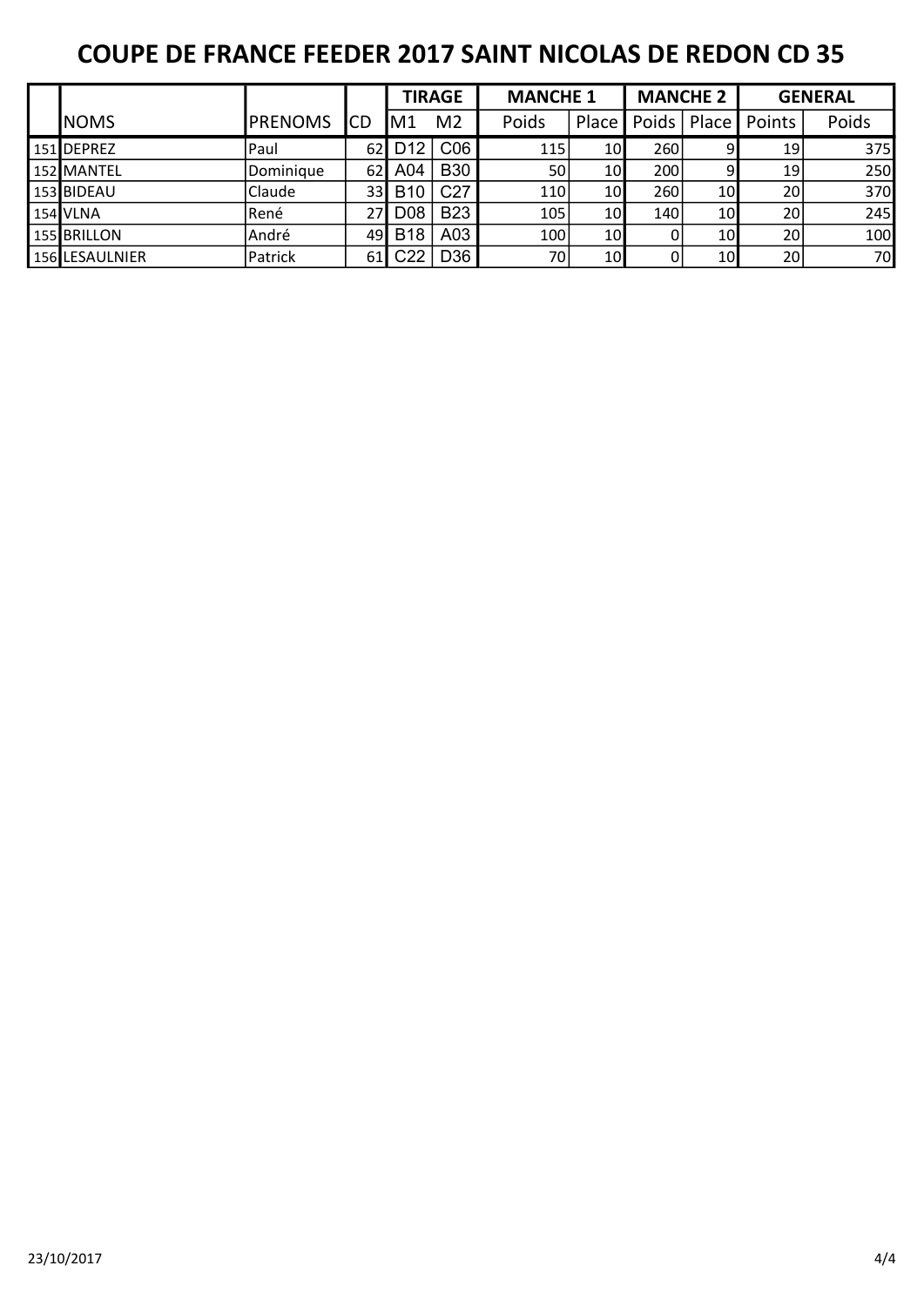# COUPE DE FRANCE FEEDER 2017 SAINT NICOLAS DE REDON CD 35

| | NOMS | PRENOMS | CD | TIRAGE | | MANCHE 1 | | MANCHE 2 | | GENERAL | |
|---|---|---|---|---|---|---|---|---|---|---|---|
| | | | | M1 | M2 | Poids | Place | Poids | Place | Points | Poids |
| 151 | DEPREZ | Paul | 62 | D12 | C06 | 115 | 10 | 260 | 9 | 19 | 375 |
| 152 | MANTEL | Dominique | 62 | A04 | B30 | 50 | 10 | 200 | 9 | 19 | 250 |
| 153 | BIDEAU | Claude | 33 | B10 | C27 | 110 | 10 | 260 | 10 | 20 | 370 |
| 154 | VLNA | René | 27 | D08 | B23 | 105 | 10 | 140 | 10 | 20 | 245 |
| 155 | BRILLON | André | 49 | B18 | A03 | 100 | 10 | 0 | 10 | 20 | 100 |
| 156 | LESAULNIER | Patrick | 61 | C22 | D36 | 70 | 10 | 0 | 10 | 20 | 70 |

23/10/2017